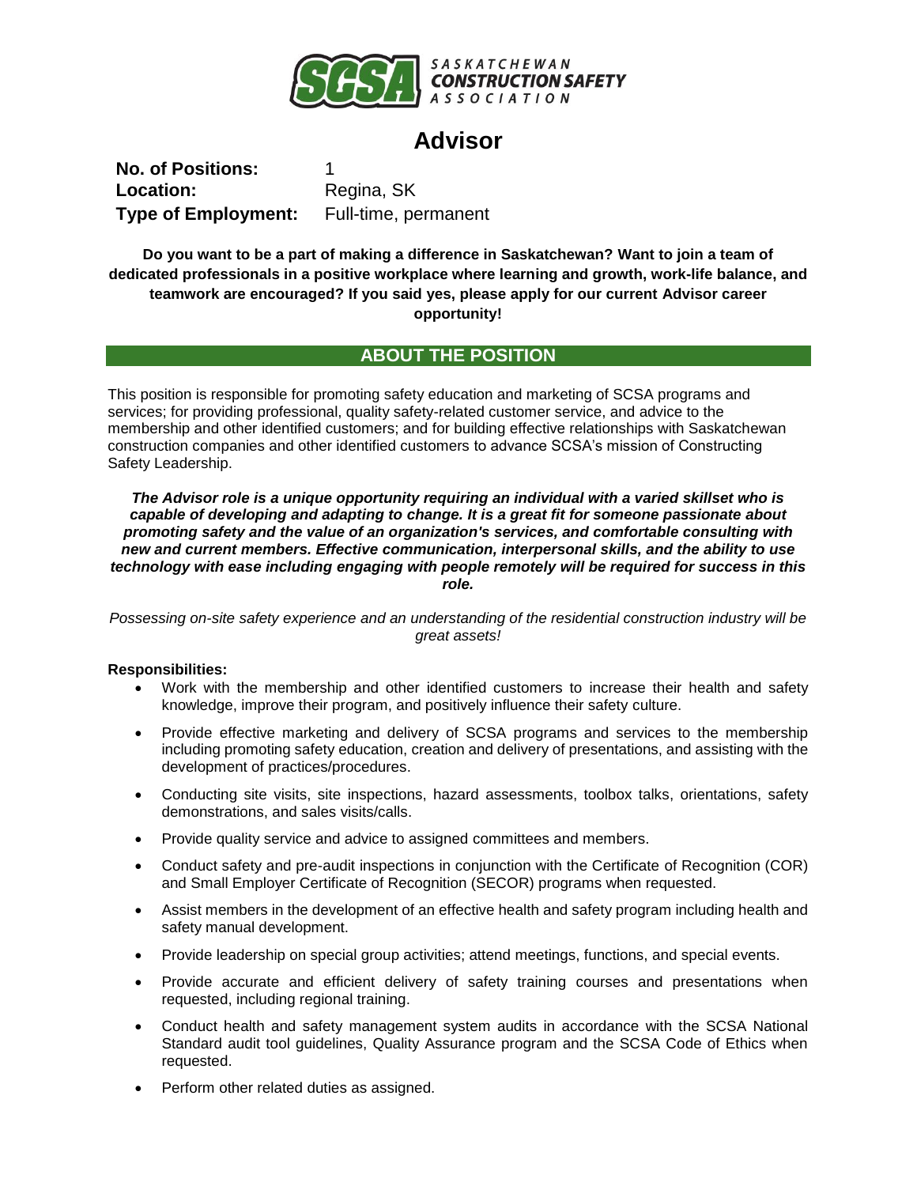SASKATCHEWAN CONSTRUCTION SAFETY ASSOCIATION

# Advisor

**No. of Positions:** 1
**Location:** Regina, SK
**Type of Employment:** Full-time, permanent

**Do you want to be a part of making a difference in Saskatchewan? Want to join a team of dedicated professionals in a positive workplace where learning and growth, work-life balance, and teamwork are encouraged? If you said yes, please apply for our current Advisor career opportunity!**

## ABOUT THE POSITION

This position is responsible for promoting safety education and marketing of SCSA programs and services; for providing professional, quality safety-related customer service, and advice to the membership and other identified customers; and for building effective relationships with Saskatchewan construction companies and other identified customers to advance SCSA's mission of Constructing Safety Leadership.

***The Advisor role is a unique opportunity requiring an individual with a varied skillset who is capable of developing and adapting to change. It is a great fit for someone passionate about promoting safety and the value of an organization's services, and comfortable consulting with new and current members. Effective communication, interpersonal skills, and the ability to use technology with ease including engaging with people remotely will be required for success in this role.***

*Possessing on-site safety experience and an understanding of the residential construction industry will be great assets!*

**Responsibilities:**

- Work with the membership and other identified customers to increase their health and safety knowledge, improve their program, and positively influence their safety culture.
- Provide effective marketing and delivery of SCSA programs and services to the membership including promoting safety education, creation and delivery of presentations, and assisting with the development of practices/procedures.
- Conducting site visits, site inspections, hazard assessments, toolbox talks, orientations, safety demonstrations, and sales visits/calls.
- Provide quality service and advice to assigned committees and members.
- Conduct safety and pre-audit inspections in conjunction with the Certificate of Recognition (COR) and Small Employer Certificate of Recognition (SECOR) programs when requested.
- Assist members in the development of an effective health and safety program including health and safety manual development.
- Provide leadership on special group activities; attend meetings, functions, and special events.
- Provide accurate and efficient delivery of safety training courses and presentations when requested, including regional training.
- Conduct health and safety management system audits in accordance with the SCSA National Standard audit tool guidelines, Quality Assurance program and the SCSA Code of Ethics when requested.
- Perform other related duties as assigned.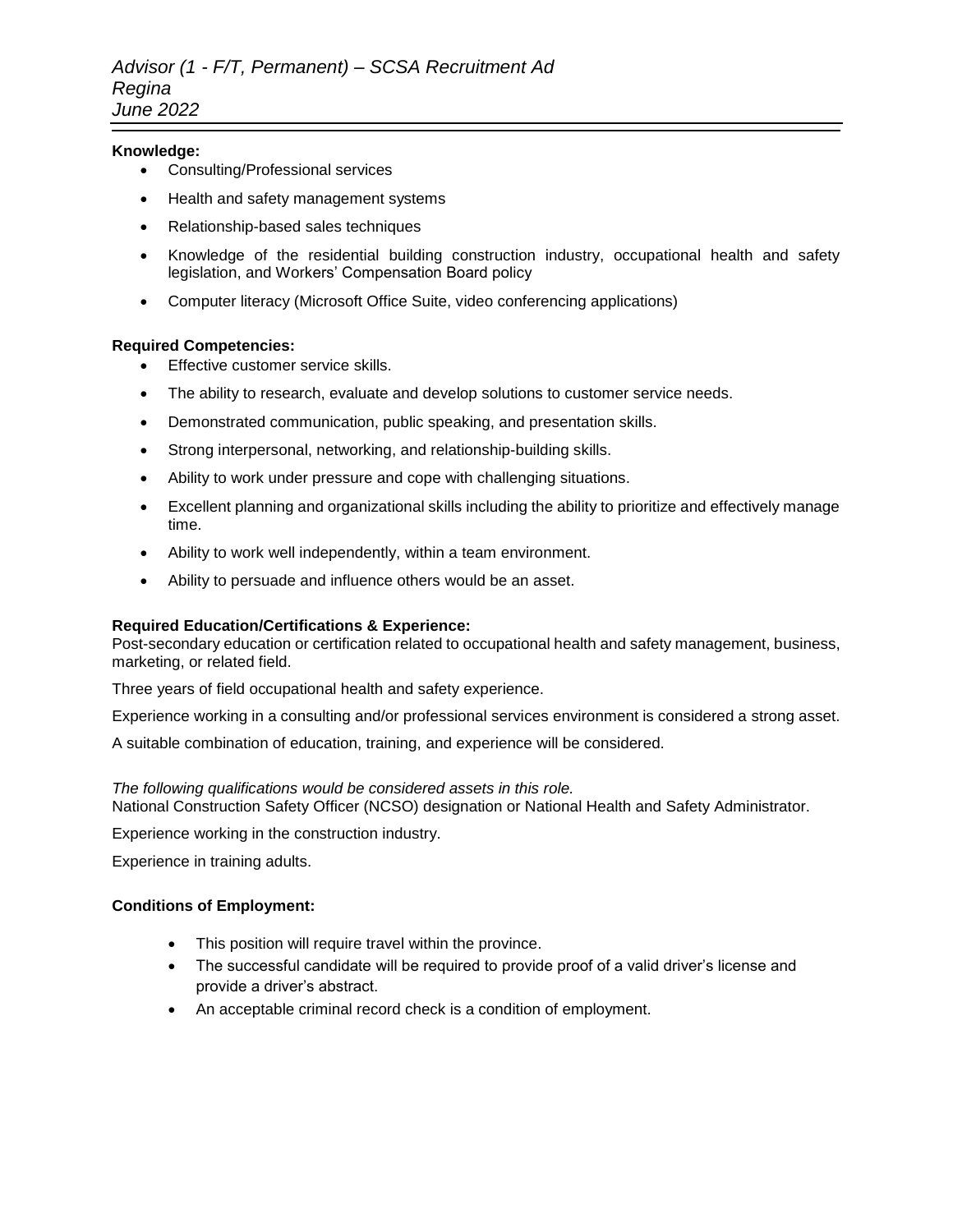**Knowledge:**

- Consulting/Professional services
- Health and safety management systems
- Relationship-based sales techniques
- Knowledge of the residential building construction industry, occupational health and safety legislation, and Workers' Compensation Board policy
- Computer literacy (Microsoft Office Suite, video conferencing applications)

**Required Competencies:**

- Effective customer service skills.
- The ability to research, evaluate and develop solutions to customer service needs.
- Demonstrated communication, public speaking, and presentation skills.
- Strong interpersonal, networking, and relationship-building skills.
- Ability to work under pressure and cope with challenging situations.
- Excellent planning and organizational skills including the ability to prioritize and effectively manage time.
- Ability to work well independently, within a team environment.
- Ability to persuade and influence others would be an asset.

**Required Education/Certifications & Experience:**

Post-secondary education or certification related to occupational health and safety management, business, marketing, or related field.

Three years of field occupational health and safety experience.

Experience working in a consulting and/or professional services environment is considered a strong asset.

A suitable combination of education, training, and experience will be considered.

*The following qualifications would be considered assets in this role.*

National Construction Safety Officer (NCSO) designation or National Health and Safety Administrator.

Experience working in the construction industry.

Experience in training adults.

**Conditions of Employment:**

- This position will require travel within the province.
- The successful candidate will be required to provide proof of a valid driver's license and provide a driver's abstract.
- An acceptable criminal record check is a condition of employment.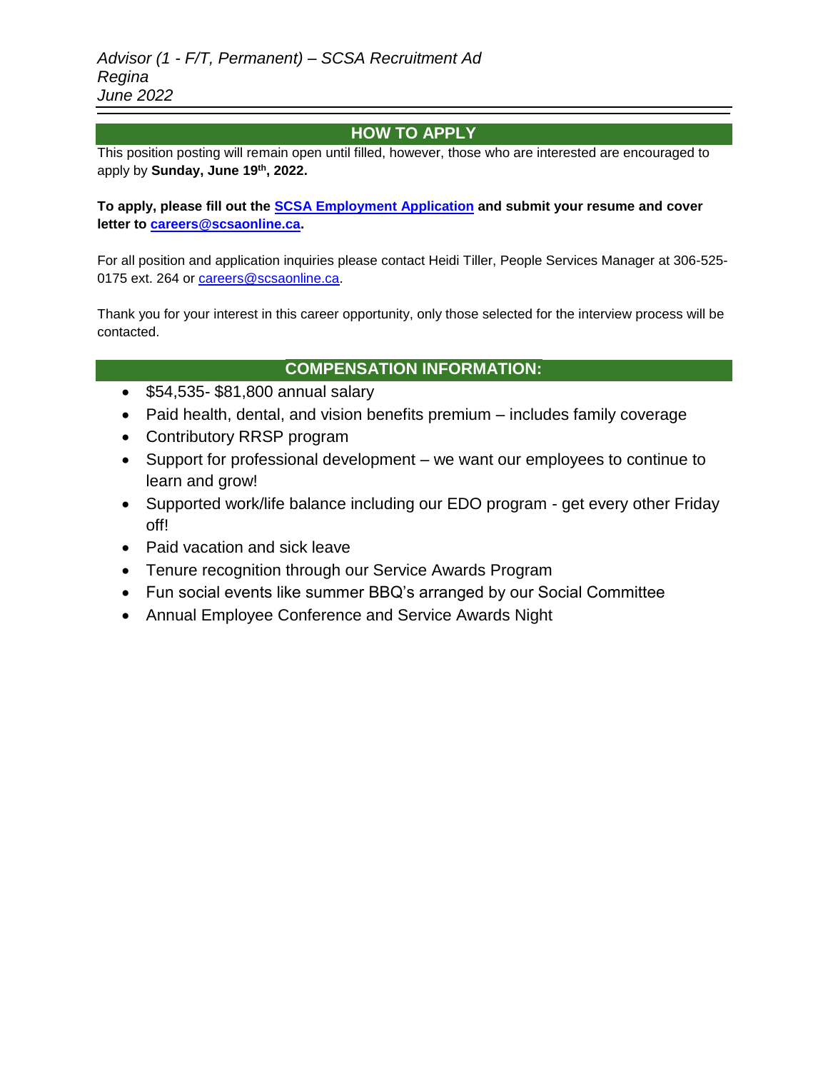## HOW TO APPLY

This position posting will remain open until filled, however, those who are interested are encouraged to apply by **Sunday, June 19th, 2022.**

**To apply, please fill out the [SCSA Employment Application] and submit your resume and cover letter to careers@scsaonline.ca.**

For all position and application inquiries please contact Heidi Tiller, People Services Manager at 306-525-0175 ext. 264 or careers@scsaonline.ca.

Thank you for your interest in this career opportunity, only those selected for the interview process will be contacted.

## COMPENSATION INFORMATION:

- $54,535- $81,800 annual salary
- Paid health, dental, and vision benefits premium – includes family coverage
- Contributory RRSP program
- Support for professional development – we want our employees to continue to learn and grow!
- Supported work/life balance including our EDO program - get every other Friday off!
- Paid vacation and sick leave
- Tenure recognition through our Service Awards Program
- Fun social events like summer BBQ's arranged by our Social Committee
- Annual Employee Conference and Service Awards Night